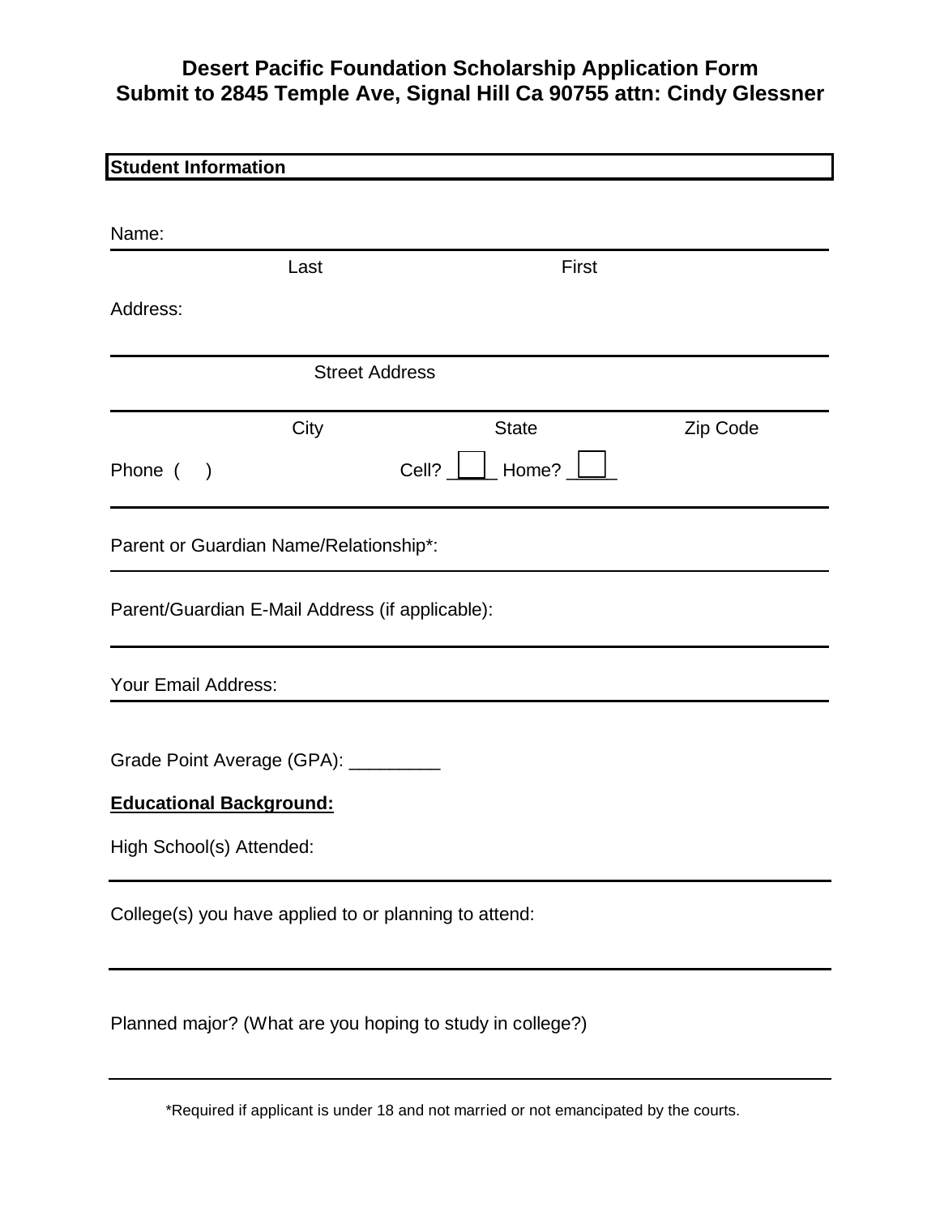# Desert Pacific Foundation Scholarship Application Form
## Submit to 2845 Temple Ave, Signal Hill Ca 90755 attn: Cindy Glessner

**Student Information**

Name: ________________________________________________

Last                                        First

Address:

________________________________________________

Street Address

________________________________________________

City                    State                    Zip Code

Phone (    )                    Cell? ☐    Home? ☐

________________________________________________

Parent or Guardian Name/Relationship*: ________________________________________________

Parent/Guardian E-Mail Address (if applicable):

________________________________________________

Your Email Address: ________________________________________________

Grade Point Average (GPA): _________

**Educational Background:**

High School(s) Attended:

________________________________________________

College(s) you have applied to or planning to attend:

________________________________________________

Planned major? (What are you hoping to study in college?)

________________________________________________

*Required if applicant is under 18 and not married or not emancipated by the courts.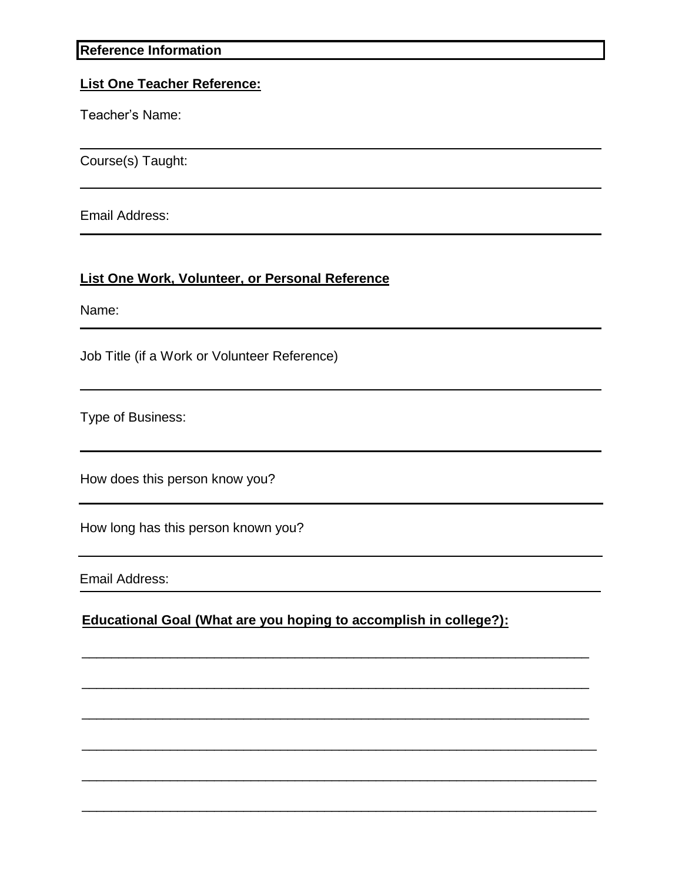## Reference Information

**List One Teacher Reference:**

Teacher's Name:

Course(s) Taught:

Email Address:

**List One Work, Volunteer, or Personal Reference**

Name:

Job Title (if a Work or Volunteer Reference)

Type of Business:

How does this person know you?

How long has this person known you?

Email Address:

**Educational Goal (What are you hoping to accomplish in college?):**

_______________________________________________________________________

_______________________________________________________________________

_______________________________________________________________________

_______________________________________________________________________

_______________________________________________________________________

_______________________________________________________________________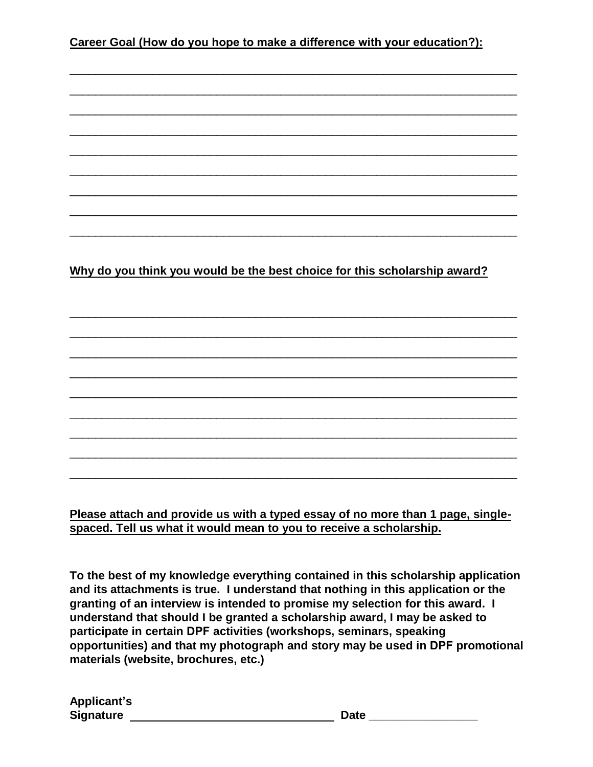**Career Goal (How do you hope to make a difference with your education?):**

______________________________________________________________________________

______________________________________________________________________________

______________________________________________________________________________

______________________________________________________________________________

______________________________________________________________________________

______________________________________________________________________________

______________________________________________________________________________

______________________________________________________________________________

______________________________________________________________________________

**Why do you think you would be the best choice for this scholarship award?**

______________________________________________________________________________

______________________________________________________________________________

______________________________________________________________________________

______________________________________________________________________________

______________________________________________________________________________

______________________________________________________________________________

______________________________________________________________________________

______________________________________________________________________________

______________________________________________________________________________

**Please attach and provide us with a typed essay of no more than 1 page, single-spaced. Tell us what it would mean to you to receive a scholarship.**

**To the best of my knowledge everything contained in this scholarship application and its attachments is true. I understand that nothing in this application or the granting of an interview is intended to promise my selection for this award. I understand that should I be granted a scholarship award, I may be asked to participate in certain DPF activities (workshops, seminars, speaking opportunities) and that my photograph and story may be used in DPF promotional materials (website, brochures, etc.)**

**Applicant's Signature** ________________________________ **Date** ________________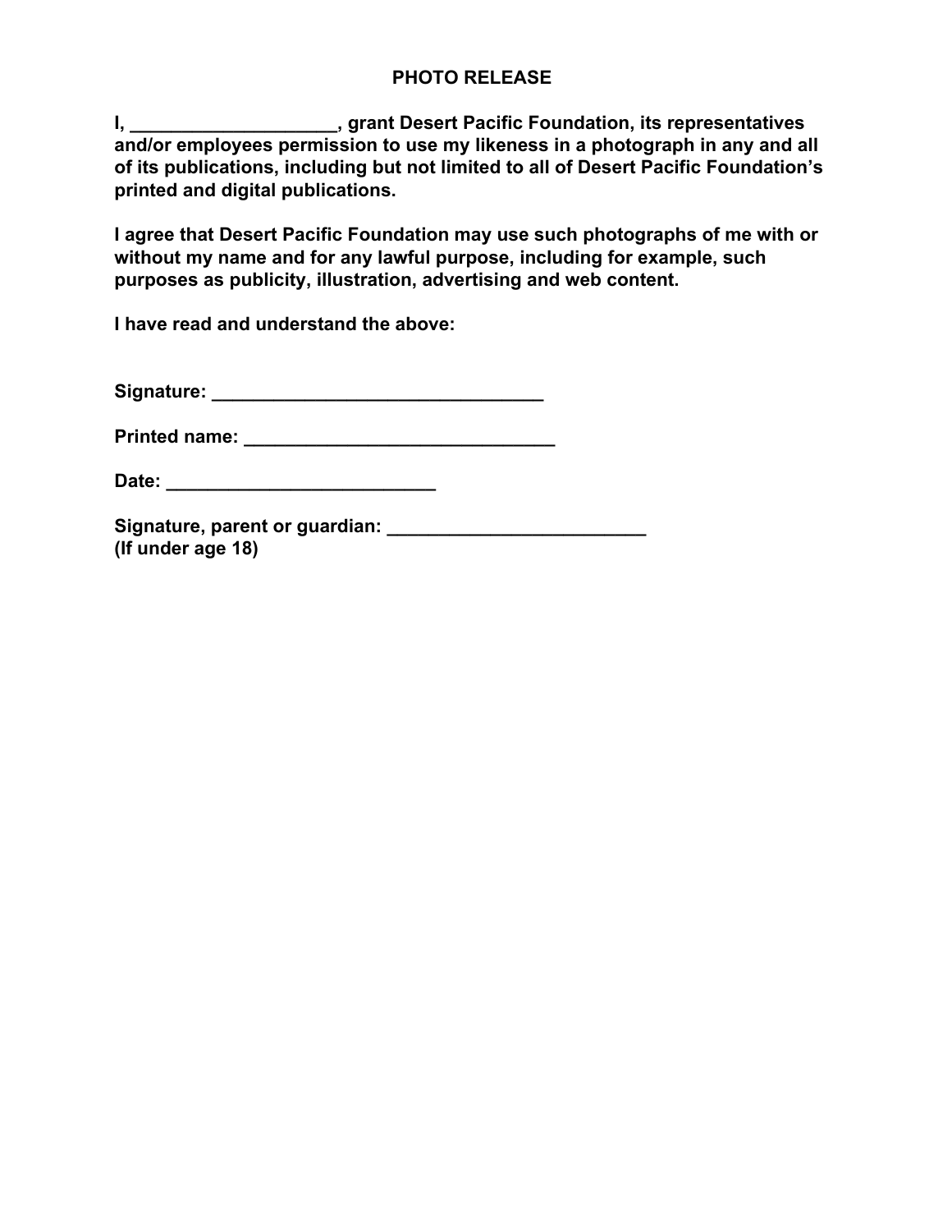# PHOTO RELEASE

**I, ____________________, grant Desert Pacific Foundation, its representatives and/or employees permission to use my likeness in a photograph in any and all of its publications, including but not limited to all of Desert Pacific Foundation's printed and digital publications.**

**I agree that Desert Pacific Foundation may use such photographs of me with or without my name and for any lawful purpose, including for example, such purposes as publicity, illustration, advertising and web content.**

**I have read and understand the above:**

**Signature: ________________________________**

**Printed name: ______________________________**

**Date: __________________________**

**Signature, parent or guardian: _________________________**
**(If under age 18)**